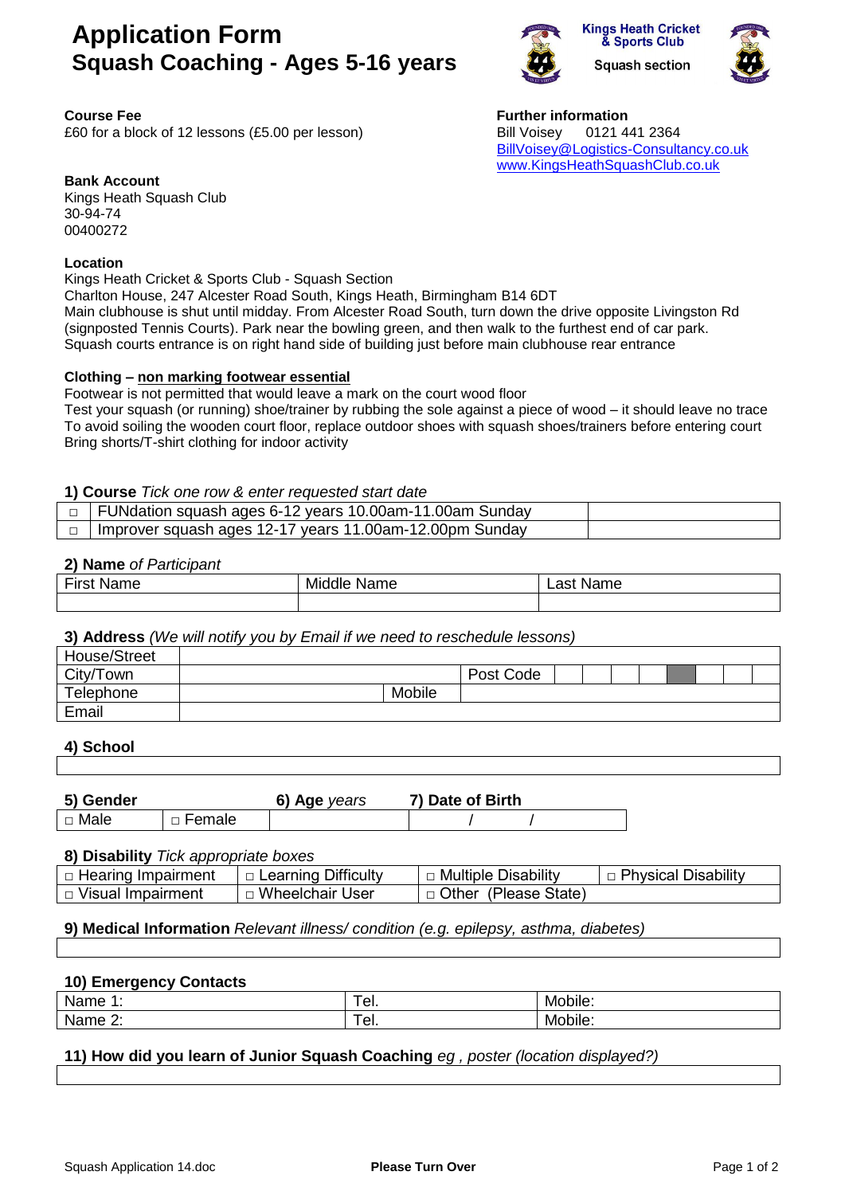# Application Form
## Squash Coaching - Ages 5-16 years

Kings Heath Cricket & Sports Club
Squash section

**Course Fee**
£60 for a block of 12 lessons (£5.00 per lesson)

**Further information**
Bill Voisey 0121 441 2364
BillVoisey@Logistics-Consultancy.co.uk
www.KingsHeathSquashClub.co.uk

**Bank Account**
Kings Heath Squash Club
30-94-74
00400272

**Location**
Kings Heath Cricket & Sports Club - Squash Section
Charlton House, 247 Alcester Road South, Kings Heath, Birmingham B14 6DT
Main clubhouse is shut until midday. From Alcester Road South, turn down the drive opposite Livingston Rd (signposted Tennis Courts). Park near the bowling green, and then walk to the furthest end of car park.
Squash courts entrance is on right hand side of building just before main clubhouse rear entrance

**Clothing – non marking footwear essential**
Footwear is not permitted that would leave a mark on the court wood floor
Test your squash (or running) shoe/trainer by rubbing the sole against a piece of wood – it should leave no trace
To avoid soiling the wooden court floor, replace outdoor shoes with squash shoes/trainers before entering court
Bring shorts/T-shirt clothing for indoor activity

**1) Course** *Tick one row & enter requested start date*

| | | |
|---|---|---|
| □ | FUNdation squash ages 6-12 years 10.00am-11.00am Sunday | |
| □ | Improver squash ages 12-17 years 11.00am-12.00pm Sunday | |

**2) Name** *of Participant*

| First Name | Middle Name | Last Name |
|---|---|---|
| | | |

**3) Address** *(We will notify you by Email if we need to reschedule lessons)*

| | | | |
|---|---|---|---|
| House/Street | | | |
| City/Town | | Post Code | |
| Telephone | | Mobile | |
| Email | | | |

**4) School**

| |
|---|
| |

| 5) Gender | | 6) Age *years* | 7) Date of Birth |
|---|---|---|---|
| □ Male | □ Female | | / / |

**8) Disability** *Tick appropriate boxes*

| | | | |
|---|---|---|---|
| □ Hearing Impairment | □ Learning Difficulty | □ Multiple Disability | □ Physical Disability |
| □ Visual Impairment | □ Wheelchair User | □ Other (Please State) | |

**9) Medical Information** *Relevant illness/ condition (e.g. epilepsy, asthma, diabetes)*

| |
|---|
| |

**10) Emergency Contacts**

| | | |
|---|---|---|
| Name 1: | Tel. | Mobile: |
| Name 2: | Tel. | Mobile: |

**11) How did you learn of Junior Squash Coaching** *eg , poster (location displayed?)*

| |
|---|
| |

Squash Application 14.doc

**Please Turn Over**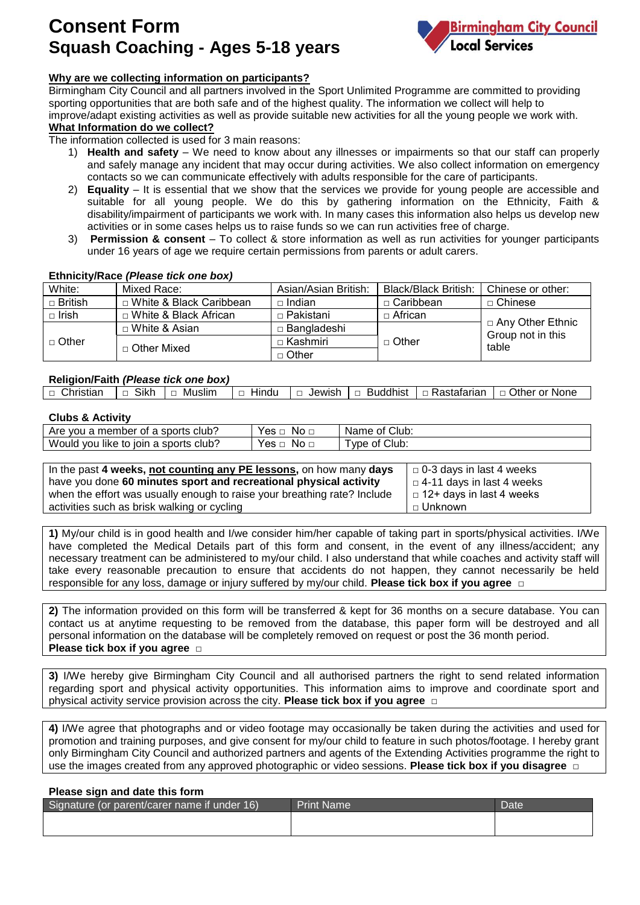# Consent Form
# Squash Coaching - Ages 5-18 years

Birmingham City Council
Local Services

**What Information do we collect?**

The information collected is used for 3 main reasons:

1) **Health and safety** – We need to know about any illnesses or impairments so that our staff can properly and safely manage any incident that may occur during activities. We also collect information on emergency contacts so we can communicate effectively with adults responsible for the care of participants.
2) **Equality** – It is essential that we show that the services we provide for young people are accessible and suitable for all young people. We do this by gathering information on the Ethnicity, Faith & disability/impairment of participants we work with. In many cases this information also helps us develop new activities or in some cases helps us to raise funds so we can run activities free of charge.
3) **Permission & consent** – To collect & store information as well as run activities for younger participants under 16 years of age we require certain permissions from parents or adult carers.

**Ethnicity/Race *(Please tick one box)***

| White: | Mixed Race: | Asian/Asian British: | Black/Black British: | Chinese or other: |
|---|---|---|---|---|
| □ British | □ White & Black Caribbean | □ Indian | □ Caribbean | □ Chinese |
| □ Irish | □ White & Black African | □ Pakistani | □ African | □ Any Other Ethnic Group not in this table |
| □ Other | □ White & Asian | □ Bangladeshi | □ Other | |
| | □ Other Mixed | □ Kashmiri | | |
| | | □ Other | | |

**Religion/Faith *(Please tick one box)***

| | | | | | | | |
|---|---|---|---|---|---|---|---|
| □ Christian | □ Sikh | □ Muslim | □ Hindu | □ Jewish | □ Buddhist | □ Rastafarian | □ Other or None |

**Clubs & Activity**

| | | |
|---|---|---|
| Are you a member of a sports club? | Yes □ No □ | Name of Club: |
| Would you like to join a sports club? | Yes □ No □ | Type of Club: |

| | |
|---|---|
| In the past **4 weeks, <u>not counting any PE lessons</u>,** on how many **days** have you done **60 minutes sport and recreational physical activity** when the effort was usually enough to raise your breathing rate? Include activities such as brisk walking or cycling | □ 0-3 days in last 4 weeks<br>□ 4-11 days in last 4 weeks<br>□ 12+ days in last 4 weeks<br>□ Unknown |

**1)** My/our child is in good health and I/we consider him/her capable of taking part in sports/physical activities. I/We have completed the Medical Details part of this form and consent, in the event of any illness/accident; any necessary treatment can be administered to my/our child. I also understand that while coaches and activity staff will take every reasonable precaution to ensure that accidents do not happen, they cannot necessarily be held responsible for any loss, damage or injury suffered by my/our child. **Please tick box if you agree** □

**2)** The information provided on this form will be transferred & kept for 36 months on a secure database. You can contact us at anytime requesting to be removed from the database, this paper form will be destroyed and all personal information on the database will be completely removed on request or post the 36 month period.
**Please tick box if you agree** □

**3)** I/We hereby give Birmingham City Council and all authorised partners the right to send related information regarding sport and physical activity opportunities. This information aims to improve and coordinate sport and physical activity service provision across the city. **Please tick box if you agree** □

**4)** I/We agree that photographs and or video footage may occasionally be taken during the activities and used for promotion and training purposes, and give consent for my/our child to feature in such photos/footage. I hereby grant only Birmingham City Council and authorized partners and agents of the Extending Activities programme the right to use the images created from any approved photographic or video sessions. **Please tick box if you disagree** □

**Please sign and date this form**

| Signature (or parent/carer name if under 16) | Print Name | Date |
|---|---|---|
| | | |